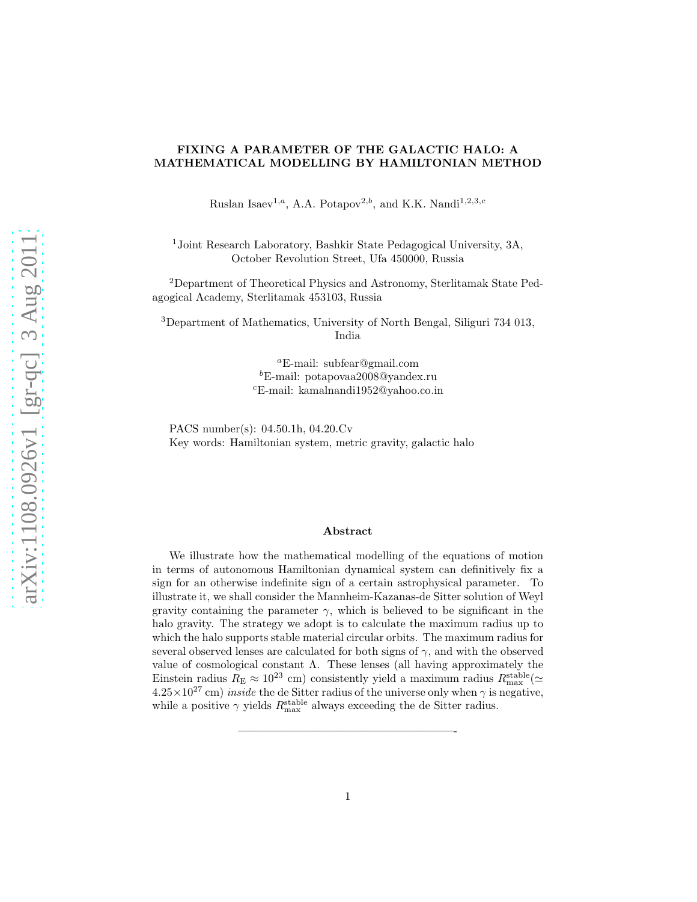# FIXING A PARAMETER OF THE GALACTIC HALO: A MATHEMATICAL MODELLING BY HAMILTONIAN METHOD

Ruslan Isaev[1,a], A.A. Potapov[2,b], and K.K. Nandi[1,2,3,c]

[1]Joint Research Laboratory, Bashkir State Pedagogical University, 3A, October Revolution Street, Ufa 450000, Russia

[2]Department of Theoretical Physics and Astronomy, Sterlitamak State Pedagogical Academy, Sterlitamak 453103, Russia

[3]Department of Mathematics, University of North Bengal, Siliguri 734 013, India

[a]E-mail: subfear@gmail.com
[b]E-mail: potapovaa2008@yandex.ru
[c]E-mail: kamalnandi1952@yahoo.co.in

PACS number(s): 04.50.1h, 04.20.Cv
Key words: Hamiltonian system, metric gravity, galactic halo

## Abstract

We illustrate how the mathematical modelling of the equations of motion in terms of autonomous Hamiltonian dynamical system can definitively fix a sign for an otherwise indefinite sign of a certain astrophysical parameter. To illustrate it, we shall consider the Mannheim-Kazanas-de Sitter solution of Weyl gravity containing the parameter $\gamma$, which is believed to be significant in the halo gravity. The strategy we adopt is to calculate the maximum radius up to which the halo supports stable material circular orbits. The maximum radius for several observed lenses are calculated for both signs of $\gamma$, and with the observed value of cosmological constant $\Lambda$. These lenses (all having approximately the Einstein radius $R_{\mathrm{E}} \approx 10^{23}$ cm) consistently yield a maximum radius $R_{\max}^{\mathrm{stable}}(\simeq 4.25\times10^{27}$ cm) *inside* the de Sitter radius of the universe only when $\gamma$ is negative, while a positive $\gamma$ yields $R_{\max}^{\mathrm{stable}}$ always exceeding the de Sitter radius.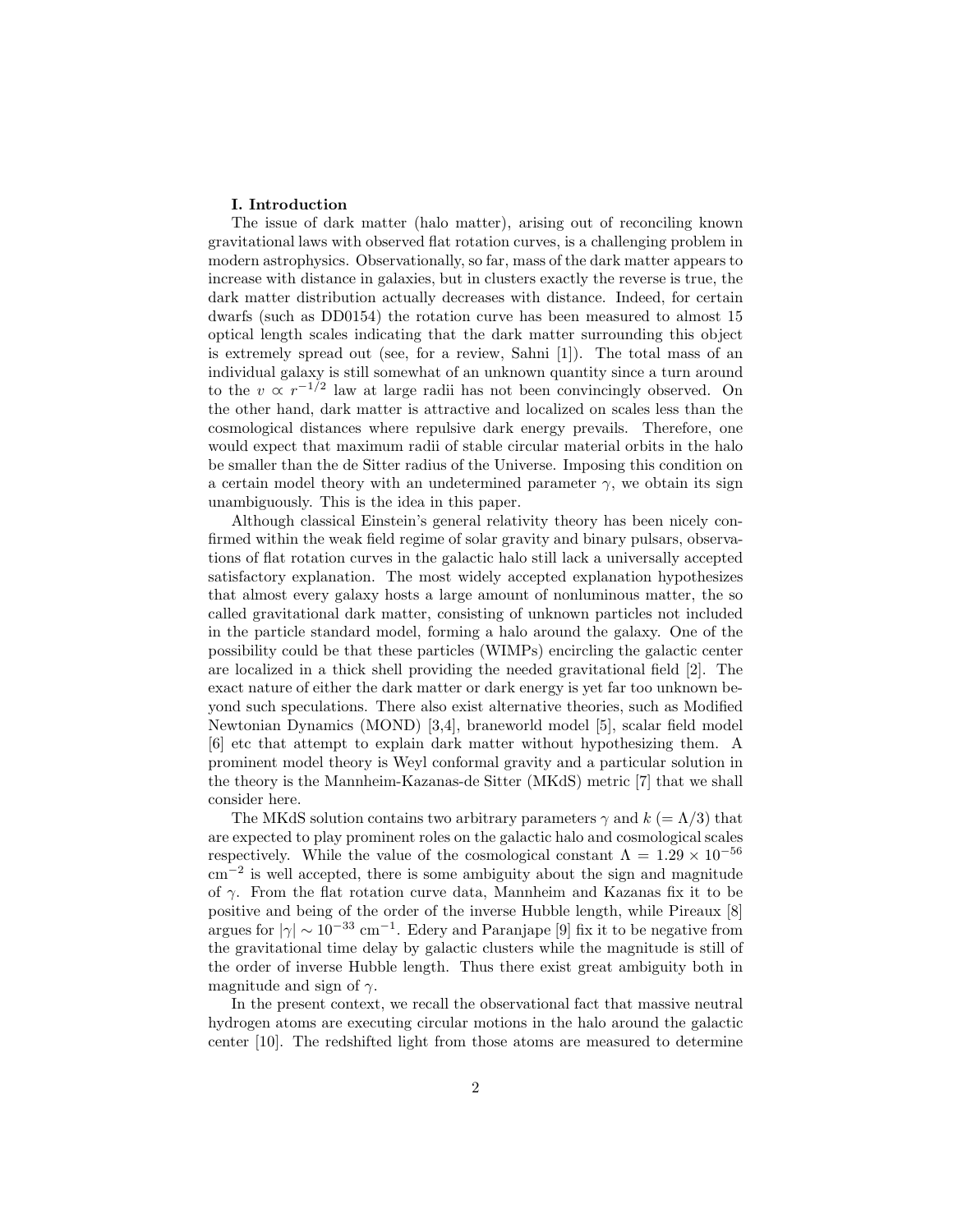### I. Introduction

The issue of dark matter (halo matter), arising out of reconciling known gravitational laws with observed flat rotation curves, is a challenging problem in modern astrophysics. Observationally, so far, mass of the dark matter appears to increase with distance in galaxies, but in clusters exactly the reverse is true, the dark matter distribution actually decreases with distance. Indeed, for certain dwarfs (such as DD0154) the rotation curve has been measured to almost 15 optical length scales indicating that the dark matter surrounding this object is extremely spread out (see, for a review, Sahni [1]). The total mass of an individual galaxy is still somewhat of an unknown quantity since a turn around to the $v \propto r^{-1/2}$ law at large radii has not been convincingly observed. On the other hand, dark matter is attractive and localized on scales less than the cosmological distances where repulsive dark energy prevails. Therefore, one would expect that maximum radii of stable circular material orbits in the halo be smaller than the de Sitter radius of the Universe. Imposing this condition on a certain model theory with an undetermined parameter $\gamma$, we obtain its sign unambiguously. This is the idea in this paper.

Although classical Einstein's general relativity theory has been nicely confirmed within the weak field regime of solar gravity and binary pulsars, observations of flat rotation curves in the galactic halo still lack a universally accepted satisfactory explanation. The most widely accepted explanation hypothesizes that almost every galaxy hosts a large amount of nonluminous matter, the so called gravitational dark matter, consisting of unknown particles not included in the particle standard model, forming a halo around the galaxy. One of the possibility could be that these particles (WIMPs) encircling the galactic center are localized in a thick shell providing the needed gravitational field [2]. The exact nature of either the dark matter or dark energy is yet far too unknown beyond such speculations. There also exist alternative theories, such as Modified Newtonian Dynamics (MOND) [3,4], braneworld model [5], scalar field model [6] etc that attempt to explain dark matter without hypothesizing them. A prominent model theory is Weyl conformal gravity and a particular solution in the theory is the Mannheim-Kazanas-de Sitter (MKdS) metric [7] that we shall consider here.

The MKdS solution contains two arbitrary parameters $\gamma$ and $k$ $(= \Lambda/3)$ that are expected to play prominent roles on the galactic halo and cosmological scales respectively. While the value of the cosmological constant $\Lambda = 1.29 \times 10^{-56}$ cm$^{-2}$ is well accepted, there is some ambiguity about the sign and magnitude of $\gamma$. From the flat rotation curve data, Mannheim and Kazanas fix it to be positive and being of the order of the inverse Hubble length, while Pireaux [8] argues for $|\gamma| \sim 10^{-33}$ cm$^{-1}$. Edery and Paranjape [9] fix it to be negative from the gravitational time delay by galactic clusters while the magnitude is still of the order of inverse Hubble length. Thus there exist great ambiguity both in magnitude and sign of $\gamma$.

In the present context, we recall the observational fact that massive neutral hydrogen atoms are executing circular motions in the halo around the galactic center [10]. The redshifted light from those atoms are measured to determine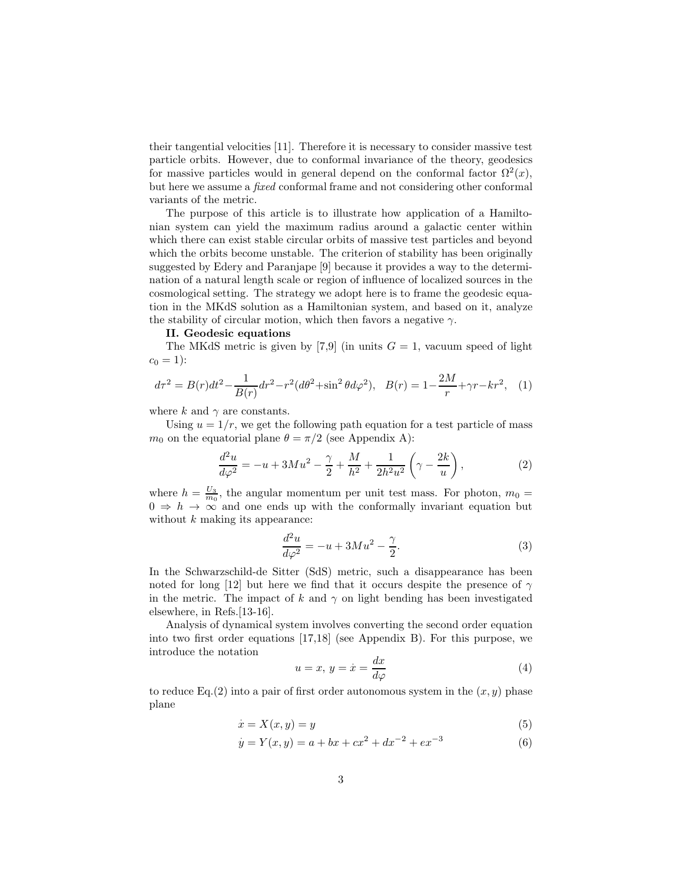their tangential velocities [11]. Therefore it is necessary to consider massive test particle orbits. However, due to conformal invariance of the theory, geodesics for massive particles would in general depend on the conformal factor $\Omega^2(x)$, but here we assume a *fixed* conformal frame and not considering other conformal variants of the metric.

The purpose of this article is to illustrate how application of a Hamiltonian system can yield the maximum radius around a galactic center within which there can exist stable circular orbits of massive test particles and beyond which the orbits become unstable. The criterion of stability has been originally suggested by Edery and Paranjape [9] because it provides a way to the determination of a natural length scale or region of influence of localized sources in the cosmological setting. The strategy we adopt here is to frame the geodesic equation in the MKdS solution as a Hamiltonian system, and based on it, analyze the stability of circular motion, which then favors a negative $\gamma$.

**II. Geodesic equations**

The MKdS metric is given by [7,9] (in units $G = 1$, vacuum speed of light $c_0 = 1$):

$$d\tau^2 = B(r)dt^2 - \frac{1}{B(r)}dr^2 - r^2(d\theta^2 + \sin^2\theta d\varphi^2), \quad B(r) = 1 - \frac{2M}{r} + \gamma r - kr^2, \quad (1)$$

where $k$ and $\gamma$ are constants.

Using $u = 1/r$, we get the following path equation for a test particle of mass $m_0$ on the equatorial plane $\theta = \pi/2$ (see Appendix A):

$$\frac{d^2u}{d\varphi^2} = -u + 3Mu^2 - \frac{\gamma}{2} + \frac{M}{h^2} + \frac{1}{2h^2u^2}\left(\gamma - \frac{2k}{u}\right), \quad (2)$$

where $h = \frac{U_3}{m_0}$, the angular momentum per unit test mass. For photon, $m_0 = 0 \Rightarrow h \to \infty$ and one ends up with the conformally invariant equation but without $k$ making its appearance:

$$\frac{d^2u}{d\varphi^2} = -u + 3Mu^2 - \frac{\gamma}{2}. \quad (3)$$

In the Schwarzschild-de Sitter (SdS) metric, such a disappearance has been noted for long [12] but here we find that it occurs despite the presence of $\gamma$ in the metric. The impact of $k$ and $\gamma$ on light bending has been investigated elsewhere, in Refs.[13-16].

Analysis of dynamical system involves converting the second order equation into two first order equations [17,18] (see Appendix B). For this purpose, we introduce the notation

$$u = x,\ y = \dot{x} = \frac{dx}{d\varphi} \quad (4)$$

to reduce Eq.(2) into a pair of first order autonomous system in the $(x, y)$ phase plane

$$\dot{x} = X(x, y) = y \quad (5)$$

$$\dot{y} = Y(x, y) = a + bx + cx^2 + dx^{-2} + ex^{-3} \quad (6)$$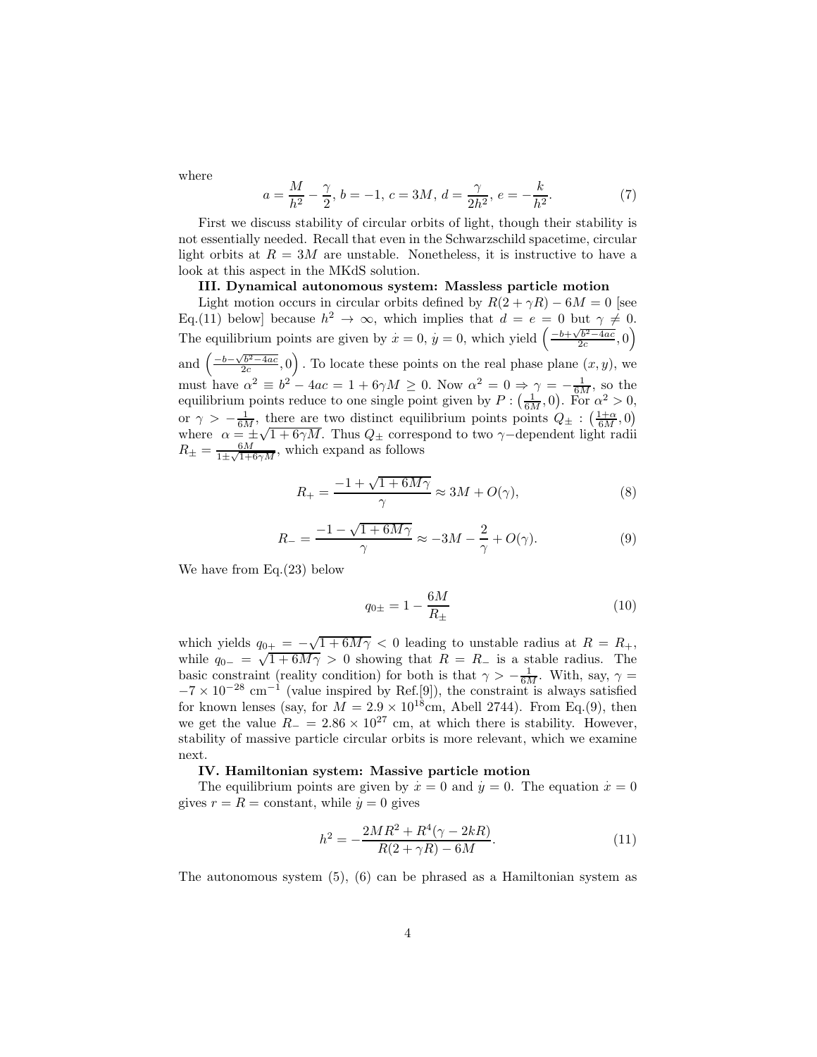where

$$a=\frac{M}{h^2}-\frac{\gamma}{2},\; b=-1,\; c=3M,\; d=\frac{\gamma}{2h^2},\; e=-\frac{k}{h^2}. \tag{7}$$

First we discuss stability of circular orbits of light, though their stability is not essentially needed. Recall that even in the Schwarzschild spacetime, circular light orbits at $R=3M$ are unstable. Nonetheless, it is instructive to have a look at this aspect in the MKdS solution.

**III. Dynamical autonomous system: Massless particle motion**

Light motion occurs in circular orbits defined by $R(2+\gamma R)-6M=0$ [see Eq.(11) below] because $h^2\to\infty$, which implies that $d=e=0$ but $\gamma\neq 0$. The equilibrium points are given by $\dot{x}=0$, $\dot{y}=0$, which yield $\left(\frac{-b+\sqrt{b^2-4ac}}{2c},0\right)$ and $\left(\frac{-b-\sqrt{b^2-4ac}}{2c},0\right)$. To locate these points on the real phase plane $(x,y)$, we must have $\alpha^2\equiv b^2-4ac=1+6\gamma M\geq 0$. Now $\alpha^2=0\Rightarrow\gamma=-\frac{1}{6M}$, so the equilibrium points reduce to one single point given by $P:\left(\frac{1}{6M},0\right)$. For $\alpha^2>0$, or $\gamma>-\frac{1}{6M}$, there are two distinct equilibrium points points $Q_\pm:\left(\frac{1+\alpha}{6M},0\right)$ where $\alpha=\pm\sqrt{1+6\gamma M}$. Thus $Q_\pm$ correspond to two $\gamma-$dependent light radii $R_\pm=\frac{6M}{1\pm\sqrt{1+6\gamma M}}$, which expand as follows

$$R_+=\frac{-1+\sqrt{1+6M\gamma}}{\gamma}\approx 3M+O(\gamma), \tag{8}$$

$$R_-=\frac{-1-\sqrt{1+6M\gamma}}{\gamma}\approx -3M-\frac{2}{\gamma}+O(\gamma). \tag{9}$$

We have from Eq.(23) below

$$q_{0\pm}=1-\frac{6M}{R_\pm} \tag{10}$$

which yields $q_{0+}=-\sqrt{1+6M\gamma}<0$ leading to unstable radius at $R=R_+$, while $q_{0-}=\sqrt{1+6M\gamma}>0$ showing that $R=R_-$ is a stable radius. The basic constraint (reality condition) for both is that $\gamma>-\frac{1}{6M}$. With, say, $\gamma=-7\times 10^{-28}$ cm$^{-1}$ (value inspired by Ref.[9]), the constraint is always satisfied for known lenses (say, for $M=2.9\times 10^{18}$cm, Abell 2744). From Eq.(9), then we get the value $R_-=2.86\times 10^{27}$ cm, at which there is stability. However, stability of massive particle circular orbits is more relevant, which we examine next.

**IV. Hamiltonian system: Massive particle motion**

The equilibrium points are given by $\dot{x}=0$ and $\dot{y}=0$. The equation $\dot{x}=0$ gives $r=R=$ constant, while $\dot{y}=0$ gives

$$h^2=-\frac{2MR^2+R^4(\gamma-2kR)}{R(2+\gamma R)-6M}. \tag{11}$$

The autonomous system (5), (6) can be phrased as a Hamiltonian system as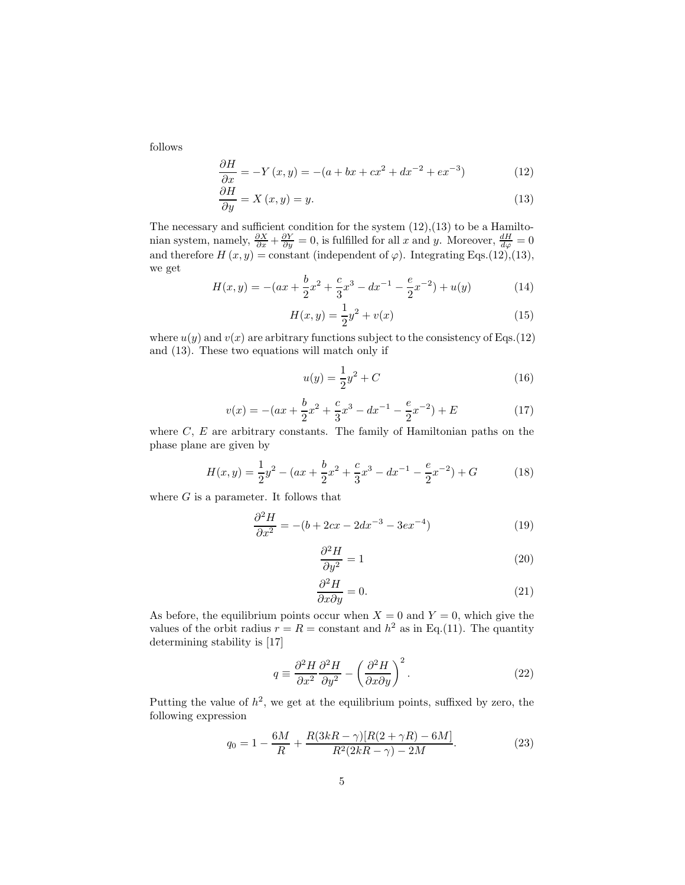follows

$$\frac{\partial H}{\partial x} = -Y\left(x,y\right) = -(a + bx + cx^2 + dx^{-2} + ex^{-3}) \tag{12}$$

$$\frac{\partial H}{\partial y} = X\left(x,y\right) = y. \tag{13}$$

The necessary and sufficient condition for the system (12),(13) to be a Hamiltonian system, namely, $\frac{\partial X}{\partial x} + \frac{\partial Y}{\partial y} = 0$, is fulfilled for all $x$ and $y$. Moreover, $\frac{dH}{d\varphi} = 0$ and therefore $H\left(x,y\right) = $ constant (independent of $\varphi$). Integrating Eqs.(12),(13), we get

$$H(x,y) = -(ax + \frac{b}{2}x^2 + \frac{c}{3}x^3 - dx^{-1} - \frac{e}{2}x^{-2}) + u(y) \tag{14}$$

$$H(x,y) = \frac{1}{2}y^2 + v(x) \tag{15}$$

where $u(y)$ and $v(x)$ are arbitrary functions subject to the consistency of Eqs.(12) and (13). These two equations will match only if

$$u(y) = \frac{1}{2}y^2 + C \tag{16}$$

$$v(x) = -(ax + \frac{b}{2}x^2 + \frac{c}{3}x^3 - dx^{-1} - \frac{e}{2}x^{-2}) + E \tag{17}$$

where $C$, $E$ are arbitrary constants. The family of Hamiltonian paths on the phase plane are given by

$$H(x,y) = \frac{1}{2}y^2 - (ax + \frac{b}{2}x^2 + \frac{c}{3}x^3 - dx^{-1} - \frac{e}{2}x^{-2}) + G \tag{18}$$

where $G$ is a parameter. It follows that

$$\frac{\partial^2 H}{\partial x^2} = -(b + 2cx - 2dx^{-3} - 3ex^{-4}) \tag{19}$$

$$\frac{\partial^2 H}{\partial y^2} = 1 \tag{20}$$

$$\frac{\partial^2 H}{\partial x \partial y} = 0. \tag{21}$$

As before, the equilibrium points occur when $X = 0$ and $Y = 0$, which give the values of the orbit radius $r = R = $ constant and $h^2$ as in Eq.(11). The quantity determining stability is [17]

$$q \equiv \frac{\partial^2 H}{\partial x^2}\frac{\partial^2 H}{\partial y^2} - \left(\frac{\partial^2 H}{\partial x \partial y}\right)^2. \tag{22}$$

Putting the value of $h^2$, we get at the equilibrium points, suffixed by zero, the following expression

$$q_0 = 1 - \frac{6M}{R} + \frac{R(3kR - \gamma)[R(2 + \gamma R) - 6M]}{R^2(2kR - \gamma) - 2M}. \tag{23}$$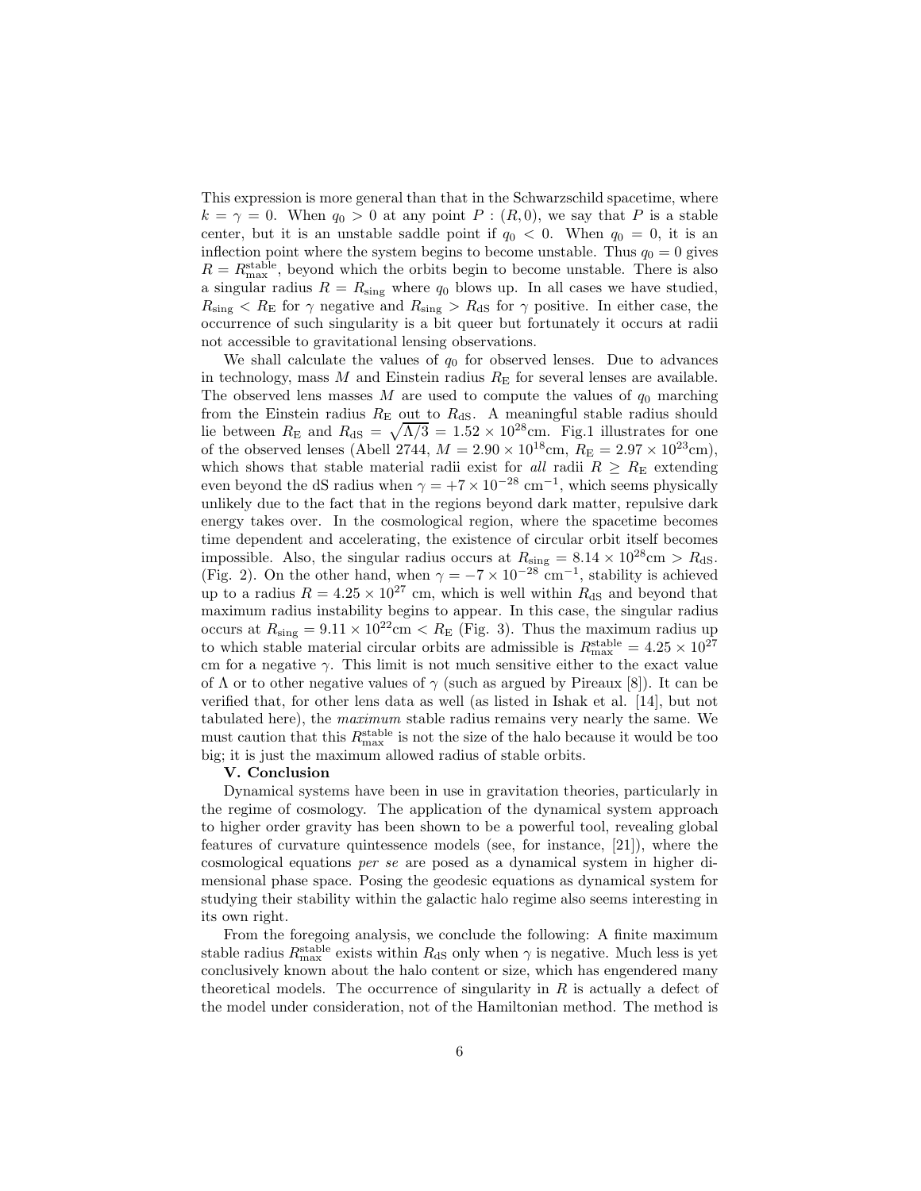This expression is more general than that in the Schwarzschild spacetime, where $k = \gamma = 0$. When $q_0 > 0$ at any point $P : (R, 0)$, we say that $P$ is a stable center, but it is an unstable saddle point if $q_0 < 0$. When $q_0 = 0$, it is an inflection point where the system begins to become unstable. Thus $q_0 = 0$ gives $R = R_{\max}^{\text{stable}}$, beyond which the orbits begin to become unstable. There is also a singular radius $R = R_{\text{sing}}$ where $q_0$ blows up. In all cases we have studied, $R_{\text{sing}} < R_{\text{E}}$ for $\gamma$ negative and $R_{\text{sing}} > R_{\text{dS}}$ for $\gamma$ positive. In either case, the occurrence of such singularity is a bit queer but fortunately it occurs at radii not accessible to gravitational lensing observations.

We shall calculate the values of $q_0$ for observed lenses. Due to advances in technology, mass $M$ and Einstein radius $R_{\text{E}}$ for several lenses are available. The observed lens masses $M$ are used to compute the values of $q_0$ marching from the Einstein radius $R_{\text{E}}$ out to $R_{\text{dS}}$. A meaningful stable radius should lie between $R_{\text{E}}$ and $R_{\text{dS}} = \sqrt{\Lambda/3} = 1.52 \times 10^{28}$cm. Fig.1 illustrates for one of the observed lenses (Abell 2744, $M = 2.90 \times 10^{18}$cm, $R_{\text{E}} = 2.97 \times 10^{23}$cm), which shows that stable material radii exist for *all* radii $R \geq R_{\text{E}}$ extending even beyond the dS radius when $\gamma = +7 \times 10^{-28}$ cm$^{-1}$, which seems physically unlikely due to the fact that in the regions beyond dark matter, repulsive dark energy takes over. In the cosmological region, where the spacetime becomes time dependent and accelerating, the existence of circular orbit itself becomes impossible. Also, the singular radius occurs at $R_{\text{sing}} = 8.14 \times 10^{28}$cm $> R_{\text{dS}}$. (Fig. 2). On the other hand, when $\gamma = -7 \times 10^{-28}$ cm$^{-1}$, stability is achieved up to a radius $R = 4.25 \times 10^{27}$ cm, which is well within $R_{\text{dS}}$ and beyond that maximum radius instability begins to appear. In this case, the singular radius occurs at $R_{\text{sing}} = 9.11 \times 10^{22}$cm $< R_{\text{E}}$ (Fig. 3). Thus the maximum radius up to which stable material circular orbits are admissible is $R_{\max}^{\text{stable}} = 4.25 \times 10^{27}$ cm for a negative $\gamma$. This limit is not much sensitive either to the exact value of $\Lambda$ or to other negative values of $\gamma$ (such as argued by Pireaux [8]). It can be verified that, for other lens data as well (as listed in Ishak et al. [14], but not tabulated here), the *maximum* stable radius remains very nearly the same. We must caution that this $R_{\max}^{\text{stable}}$ is not the size of the halo because it would be too big; it is just the maximum allowed radius of stable orbits.

**V. Conclusion**

Dynamical systems have been in use in gravitation theories, particularly in the regime of cosmology. The application of the dynamical system approach to higher order gravity has been shown to be a powerful tool, revealing global features of curvature quintessence models (see, for instance, [21]), where the cosmological equations *per se* are posed as a dynamical system in higher dimensional phase space. Posing the geodesic equations as dynamical system for studying their stability within the galactic halo regime also seems interesting in its own right.

From the foregoing analysis, we conclude the following: A finite maximum stable radius $R_{\max}^{\text{stable}}$ exists within $R_{\text{dS}}$ only when $\gamma$ is negative. Much less is yet conclusively known about the halo content or size, which has engendered many theoretical models. The occurrence of singularity in $R$ is actually a defect of the model under consideration, not of the Hamiltonian method. The method is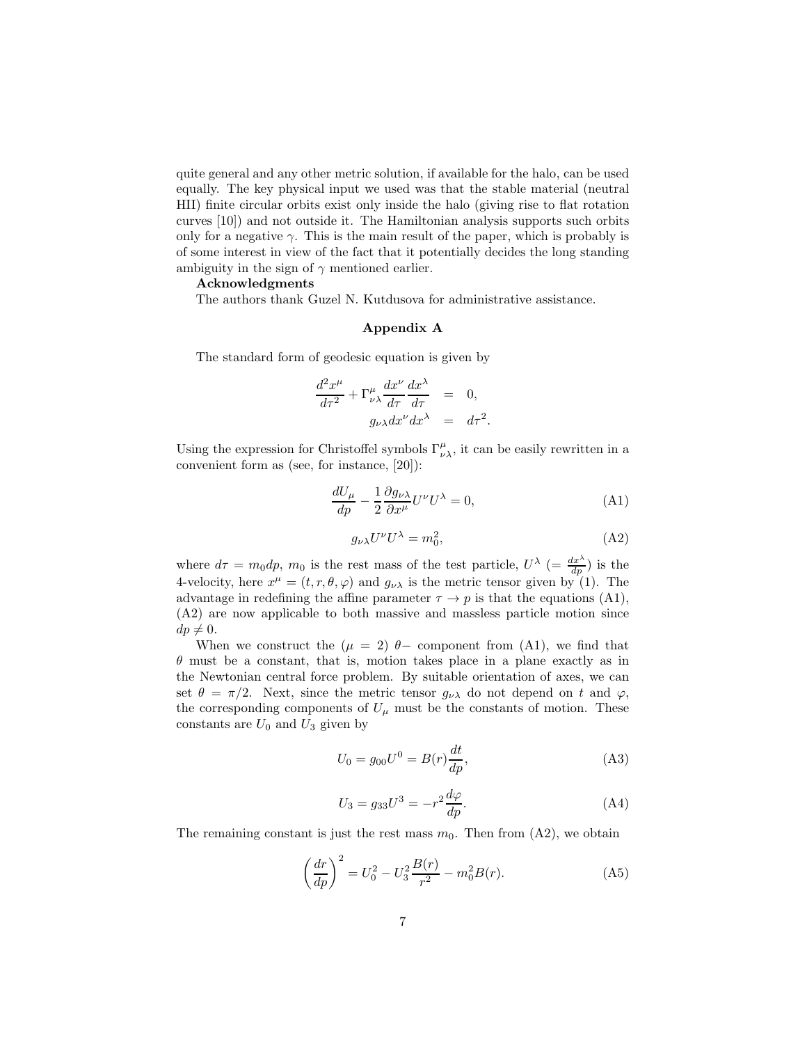quite general and any other metric solution, if available for the halo, can be used equally. The key physical input we used was that the stable material (neutral HII) finite circular orbits exist only inside the halo (giving rise to flat rotation curves [10]) and not outside it. The Hamiltonian analysis supports such orbits only for a negative $\gamma$. This is the main result of the paper, which is probably is of some interest in view of the fact that it potentially decides the long standing ambiguity in the sign of $\gamma$ mentioned earlier.

**Acknowledgments**

The authors thank Guzel N. Kutdusova for administrative assistance.

### Appendix A

The standard form of geodesic equation is given by

$$\begin{aligned}
\frac{d^2x^\mu}{d\tau^2} + \Gamma^\mu_{\nu\lambda}\frac{dx^\nu}{d\tau}\frac{dx^\lambda}{d\tau} &= 0, \\
g_{\nu\lambda}dx^\nu dx^\lambda &= d\tau^2.
\end{aligned}$$

Using the expression for Christoffel symbols $\Gamma^\mu_{\nu\lambda}$, it can be easily rewritten in a convenient form as (see, for instance, [20]):

$$\frac{dU_\mu}{dp} - \frac{1}{2}\frac{\partial g_{\nu\lambda}}{\partial x^\mu}U^\nu U^\lambda = 0, \tag{A1}$$

$$g_{\nu\lambda}U^\nu U^\lambda = m_0^2, \tag{A2}$$

where $d\tau = m_0 dp$, $m_0$ is the rest mass of the test particle, $U^\lambda$ $(= \frac{dx^\lambda}{dp})$ is the 4-velocity, here $x^\mu = (t, r, \theta, \varphi)$ and $g_{\nu\lambda}$ is the metric tensor given by (1). The advantage in redefining the affine parameter $\tau \to p$ is that the equations (A1), (A2) are now applicable to both massive and massless particle motion since $dp \neq 0$.

When we construct the $(\mu = 2)$ $\theta-$ component from (A1), we find that $\theta$ must be a constant, that is, motion takes place in a plane exactly as in the Newtonian central force problem. By suitable orientation of axes, we can set $\theta = \pi/2$. Next, since the metric tensor $g_{\nu\lambda}$ do not depend on $t$ and $\varphi$, the corresponding components of $U_\mu$ must be the constants of motion. These constants are $U_0$ and $U_3$ given by

$$U_0 = g_{00}U^0 = B(r)\frac{dt}{dp}, \tag{A3}$$

$$U_3 = g_{33}U^3 = -r^2\frac{d\varphi}{dp}. \tag{A4}$$

The remaining constant is just the rest mass $m_0$. Then from (A2), we obtain

$$\left(\frac{dr}{dp}\right)^2 = U_0^2 - U_3^2\frac{B(r)}{r^2} - m_0^2 B(r). \tag{A5}$$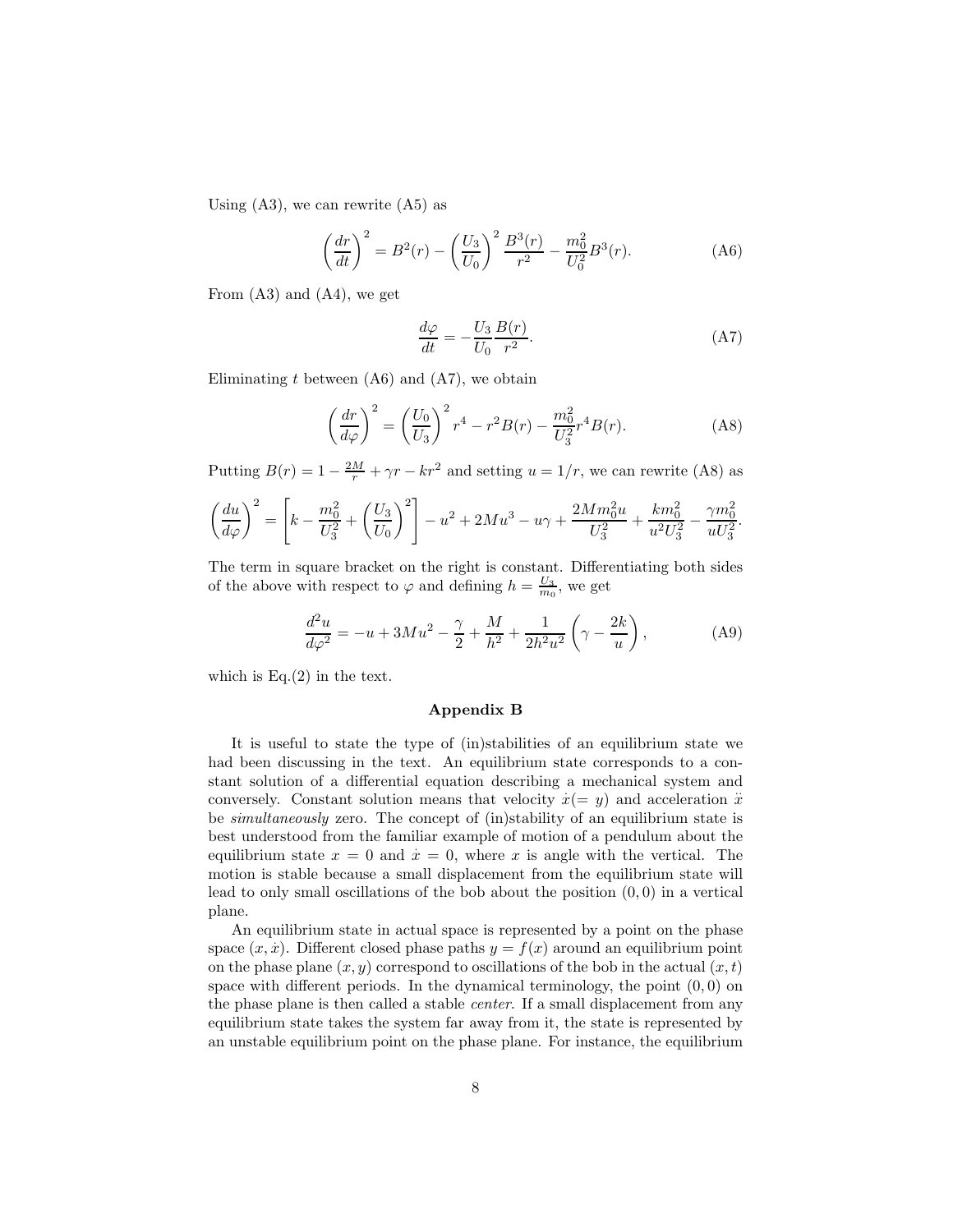Using (A3), we can rewrite (A5) as

$$\left(\frac{dr}{dt}\right)^2 = B^2(r) - \left(\frac{U_3}{U_0}\right)^2 \frac{B^3(r)}{r^2} - \frac{m_0^2}{U_0^2} B^3(r). \tag{A6}$$

From (A3) and (A4), we get

$$\frac{d\varphi}{dt} = -\frac{U_3}{U_0} \frac{B(r)}{r^2}. \tag{A7}$$

Eliminating $t$ between (A6) and (A7), we obtain

$$\left(\frac{dr}{d\varphi}\right)^2 = \left(\frac{U_0}{U_3}\right)^2 r^4 - r^2 B(r) - \frac{m_0^2}{U_3^2} r^4 B(r). \tag{A8}$$

Putting $B(r) = 1 - \frac{2M}{r} + \gamma r - kr^2$ and setting $u = 1/r$, we can rewrite (A8) as

$$\left(\frac{du}{d\varphi}\right)^2 = \left[k - \frac{m_0^2}{U_3^2} + \left(\frac{U_3}{U_0}\right)^2\right] - u^2 + 2Mu^3 - u\gamma + \frac{2Mm_0^2 u}{U_3^2} + \frac{km_0^2}{u^2 U_3^2} - \frac{\gamma m_0^2}{u U_3^2}.$$

The term in square bracket on the right is constant. Differentiating both sides of the above with respect to $\varphi$ and defining $h = \frac{U_3}{m_0}$, we get

$$\frac{d^2u}{d\varphi^2} = -u + 3Mu^2 - \frac{\gamma}{2} + \frac{M}{h^2} + \frac{1}{2h^2u^2}\left(\gamma - \frac{2k}{u}\right), \tag{A9}$$

which is Eq.(2) in the text.

## Appendix B

It is useful to state the type of (in)stabilities of an equilibrium state we had been discussing in the text. An equilibrium state corresponds to a constant solution of a differential equation describing a mechanical system and conversely. Constant solution means that velocity $\dot{x}(= y)$ and acceleration $\ddot{x}$ be *simultaneously* zero. The concept of (in)stability of an equilibrium state is best understood from the familiar example of motion of a pendulum about the equilibrium state $x = 0$ and $\dot{x} = 0$, where $x$ is angle with the vertical. The motion is stable because a small displacement from the equilibrium state will lead to only small oscillations of the bob about the position $(0, 0)$ in a vertical plane.

An equilibrium state in actual space is represented by a point on the phase space $(x, \dot{x})$. Different closed phase paths $y = f(x)$ around an equilibrium point on the phase plane $(x, y)$ correspond to oscillations of the bob in the actual $(x, t)$ space with different periods. In the dynamical terminology, the point $(0, 0)$ on the phase plane is then called a stable *center*. If a small displacement from any equilibrium state takes the system far away from it, the state is represented by an unstable equilibrium point on the phase plane. For instance, the equilibrium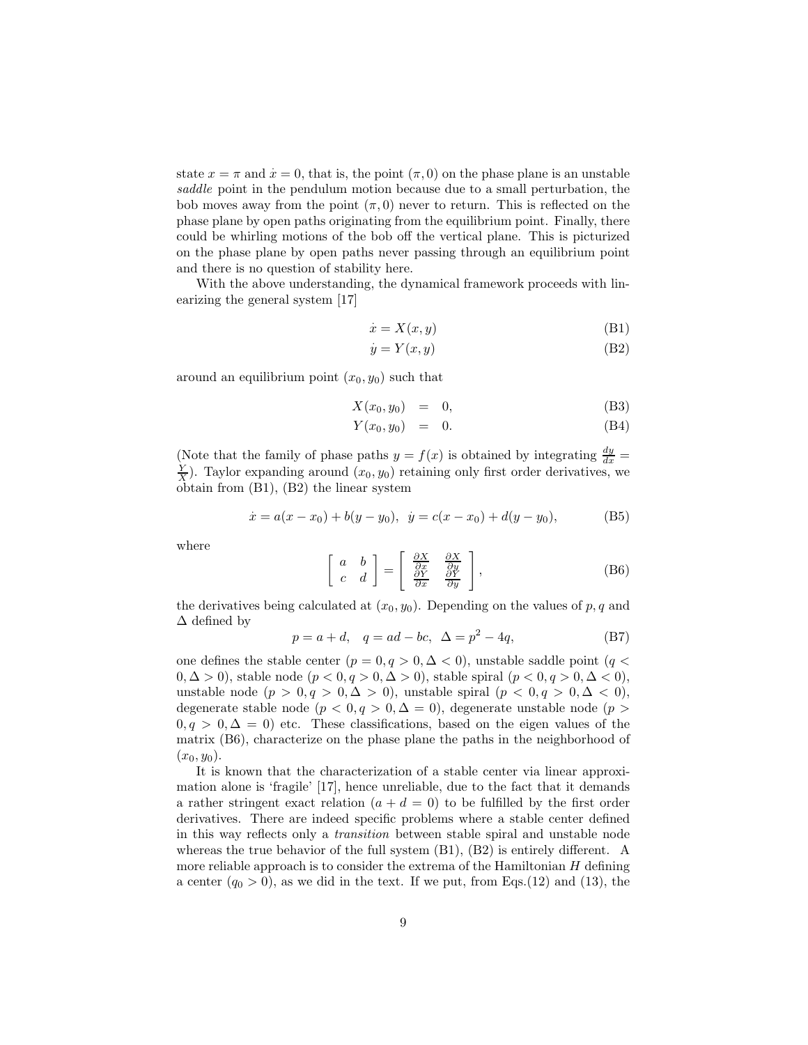state $x = \pi$ and $\dot{x} = 0$, that is, the point $(\pi, 0)$ on the phase plane is an unstable *saddle* point in the pendulum motion because due to a small perturbation, the bob moves away from the point $(\pi, 0)$ never to return. This is reflected on the phase plane by open paths originating from the equilibrium point. Finally, there could be whirling motions of the bob off the vertical plane. This is picturized on the phase plane by open paths never passing through an equilibrium point and there is no question of stability here.

With the above understanding, the dynamical framework proceeds with linearizing the general system [17]

$$\dot{x} = X(x, y) \tag{B1}$$

$$\dot{y} = Y(x, y) \tag{B2}$$

around an equilibrium point $(x_0, y_0)$ such that

$$X(x_0, y_0) = 0, \tag{B3}$$

$$Y(x_0, y_0) = 0. \tag{B4}$$

(Note that the family of phase paths $y = f(x)$ is obtained by integrating $\frac{dy}{dx} = \frac{Y}{X}$). Taylor expanding around $(x_0, y_0)$ retaining only first order derivatives, we obtain from (B1), (B2) the linear system

$$\dot{x} = a(x - x_0) + b(y - y_0), \;\; \dot{y} = c(x - x_0) + d(y - y_0), \tag{B5}$$

where

$$\begin{bmatrix} a & b \\ c & d \end{bmatrix} = \begin{bmatrix} \frac{\partial X}{\partial x} & \frac{\partial X}{\partial y} \\ \frac{\partial Y}{\partial x} & \frac{\partial Y}{\partial y} \end{bmatrix}, \tag{B6}$$

the derivatives being calculated at $(x_0, y_0)$. Depending on the values of $p, q$ and $\Delta$ defined by

$$p = a + d, \quad q = ad - bc, \;\; \Delta = p^2 - 4q, \tag{B7}$$

one defines the stable center ($p = 0, q > 0, \Delta < 0$), unstable saddle point ($q < 0, \Delta > 0$), stable node ($p < 0, q > 0, \Delta > 0$), stable spiral ($p < 0, q > 0, \Delta < 0$), unstable node ($p > 0, q > 0, \Delta > 0$), unstable spiral ($p < 0, q > 0, \Delta < 0$), degenerate stable node ($p < 0, q > 0, \Delta = 0$), degenerate unstable node ($p > 0, q > 0, \Delta = 0$) etc. These classifications, based on the eigen values of the matrix (B6), characterize on the phase plane the paths in the neighborhood of $(x_0, y_0)$.

It is known that the characterization of a stable center via linear approximation alone is 'fragile' [17], hence unreliable, due to the fact that it demands a rather stringent exact relation ($a + d = 0$) to be fulfilled by the first order derivatives. There are indeed specific problems where a stable center defined in this way reflects only a *transition* between stable spiral and unstable node whereas the true behavior of the full system (B1), (B2) is entirely different. A more reliable approach is to consider the extrema of the Hamiltonian $H$ defining a center ($q_0 > 0$), as we did in the text. If we put, from Eqs.(12) and (13), the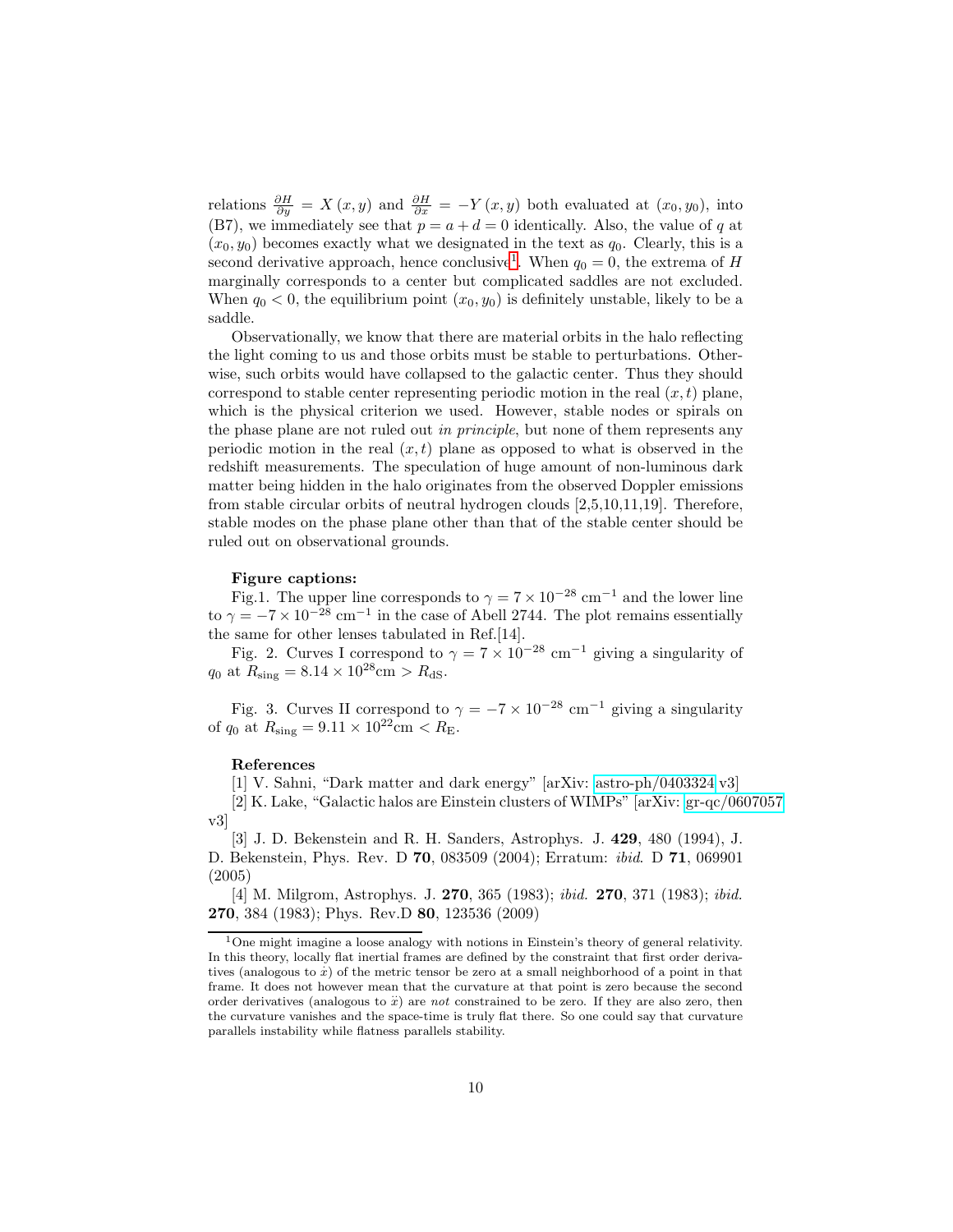relations $\frac{\partial H}{\partial y} = X(x,y)$ and $\frac{\partial H}{\partial x} = -Y(x,y)$ both evaluated at $(x_0, y_0)$, into (B7), we immediately see that $p = a + d = 0$ identically. Also, the value of $q$ at $(x_0, y_0)$ becomes exactly what we designated in the text as $q_0$. Clearly, this is a second derivative approach, hence conclusive[1]. When $q_0 = 0$, the extrema of $H$ marginally corresponds to a center but complicated saddles are not excluded. When $q_0 < 0$, the equilibrium point $(x_0, y_0)$ is definitely unstable, likely to be a saddle.

Observationally, we know that there are material orbits in the halo reflecting the light coming to us and those orbits must be stable to perturbations. Otherwise, such orbits would have collapsed to the galactic center. Thus they should correspond to stable center representing periodic motion in the real $(x,t)$ plane, which is the physical criterion we used. However, stable nodes or spirals on the phase plane are not ruled out *in principle*, but none of them represents any periodic motion in the real $(x,t)$ plane as opposed to what is observed in the redshift measurements. The speculation of huge amount of non-luminous dark matter being hidden in the halo originates from the observed Doppler emissions from stable circular orbits of neutral hydrogen clouds [2,5,10,11,19]. Therefore, stable modes on the phase plane other than that of the stable center should be ruled out on observational grounds.

**Figure captions:**

Fig.1. The upper line corresponds to $\gamma = 7 \times 10^{-28}$ cm$^{-1}$ and the lower line to $\gamma = -7 \times 10^{-28}$ cm$^{-1}$ in the case of Abell 2744. The plot remains essentially the same for other lenses tabulated in Ref.[14].

Fig. 2. Curves I correspond to $\gamma = 7 \times 10^{-28}$ cm$^{-1}$ giving a singularity of $q_0$ at $R_{\text{sing}} = 8.14 \times 10^{28}$cm $> R_{\text{dS}}$.

Fig. 3. Curves II correspond to $\gamma = -7 \times 10^{-28}$ cm$^{-1}$ giving a singularity of $q_0$ at $R_{\text{sing}} = 9.11 \times 10^{22}$cm $< R_{\text{E}}$.

**References**

[1] V. Sahni, "Dark matter and dark energy" [arXiv: astro-ph/0403324 v3]

[2] K. Lake, "Galactic halos are Einstein clusters of WIMPs" [arXiv: gr-qc/0607057 v3]

[3] J. D. Bekenstein and R. H. Sanders, Astrophys. J. **429**, 480 (1994), J. D. Bekenstein, Phys. Rev. D **70**, 083509 (2004); Erratum: *ibid.* D **71**, 069901 (2005)

[4] M. Milgrom, Astrophys. J. **270**, 365 (1983); *ibid.* **270**, 371 (1983); *ibid.* **270**, 384 (1983); Phys. Rev.D **80**, 123536 (2009)

---

[1] One might imagine a loose analogy with notions in Einstein's theory of general relativity. In this theory, locally flat inertial frames are defined by the constraint that first order derivatives (analogous to $\dot{x}$) of the metric tensor be zero at a small neighborhood of a point in that frame. It does not however mean that the curvature at that point is zero because the second order derivatives (analogous to $\ddot{x}$) are *not* constrained to be zero. If they are also zero, then the curvature vanishes and the space-time is truly flat there. So one could say that curvature parallels instability while flatness parallels stability.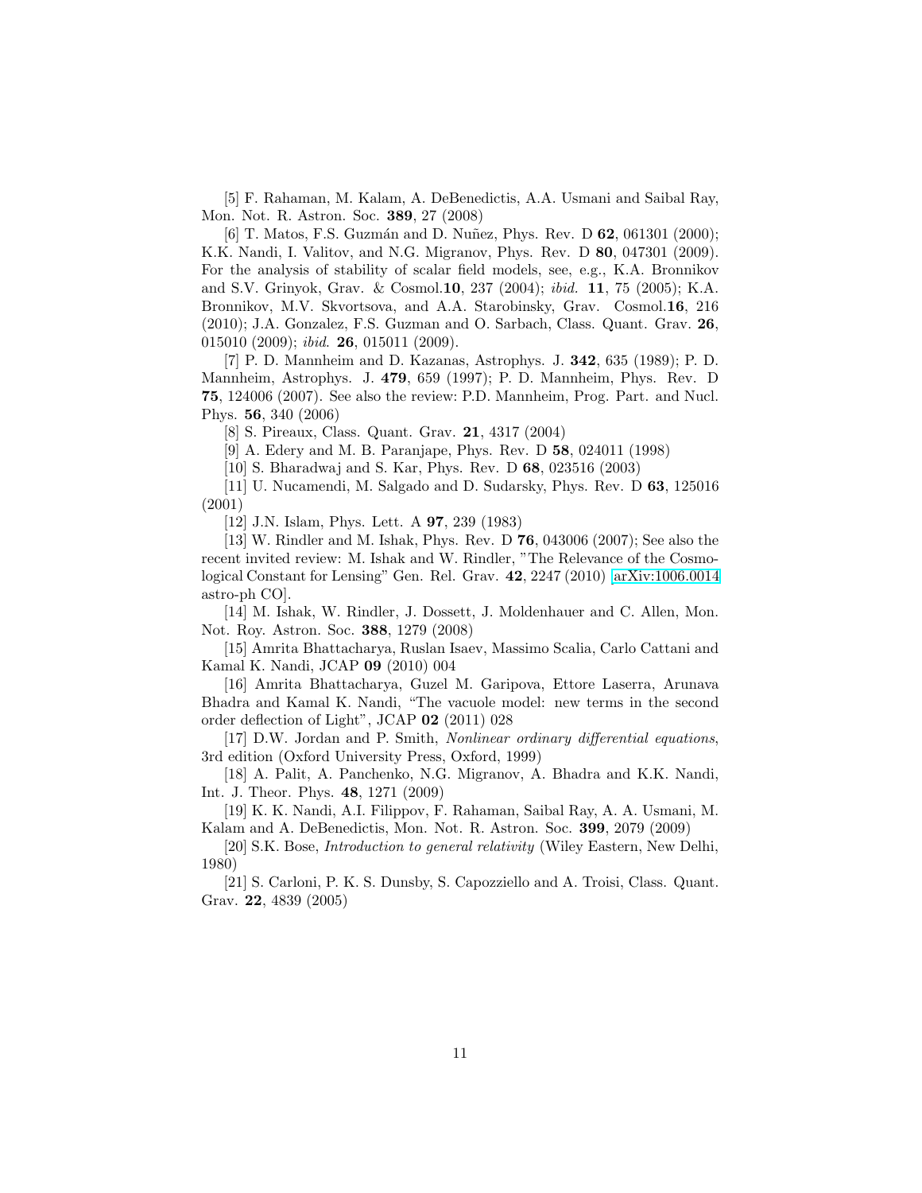[5] F. Rahaman, M. Kalam, A. DeBenedictis, A.A. Usmani and Saibal Ray, Mon. Not. R. Astron. Soc. **389**, 27 (2008)

[6] T. Matos, F.S. Guzmán and D. Nuñez, Phys. Rev. D **62**, 061301 (2000); K.K. Nandi, I. Valitov, and N.G. Migranov, Phys. Rev. D **80**, 047301 (2009). For the analysis of stability of scalar field models, see, e.g., K.A. Bronnikov and S.V. Grinyok, Grav. & Cosmol.**10**, 237 (2004); *ibid.* **11**, 75 (2005); K.A. Bronnikov, M.V. Skvortsova, and A.A. Starobinsky, Grav. Cosmol.**16**, 216 (2010); J.A. Gonzalez, F.S. Guzman and O. Sarbach, Class. Quant. Grav. **26**, 015010 (2009); *ibid.* **26**, 015011 (2009).

[7] P. D. Mannheim and D. Kazanas, Astrophys. J. **342**, 635 (1989); P. D. Mannheim, Astrophys. J. **479**, 659 (1997); P. D. Mannheim, Phys. Rev. D **75**, 124006 (2007). See also the review: P.D. Mannheim, Prog. Part. and Nucl. Phys. **56**, 340 (2006)

[8] S. Pireaux, Class. Quant. Grav. **21**, 4317 (2004)

[9] A. Edery and M. B. Paranjape, Phys. Rev. D **58**, 024011 (1998)

[10] S. Bharadwaj and S. Kar, Phys. Rev. D **68**, 023516 (2003)

[11] U. Nucamendi, M. Salgado and D. Sudarsky, Phys. Rev. D **63**, 125016 (2001)

[12] J.N. Islam, Phys. Lett. A **97**, 239 (1983)

[13] W. Rindler and M. Ishak, Phys. Rev. D **76**, 043006 (2007); See also the recent invited review: M. Ishak and W. Rindler, "The Relevance of the Cosmological Constant for Lensing" Gen. Rel. Grav. **42**, 2247 (2010) [arXiv:1006.0014 astro-ph CO].

[14] M. Ishak, W. Rindler, J. Dossett, J. Moldenhauer and C. Allen, Mon. Not. Roy. Astron. Soc. **388**, 1279 (2008)

[15] Amrita Bhattacharya, Ruslan Isaev, Massimo Scalia, Carlo Cattani and Kamal K. Nandi, JCAP **09** (2010) 004

[16] Amrita Bhattacharya, Guzel M. Garipova, Ettore Laserra, Arunava Bhadra and Kamal K. Nandi, "The vacuole model: new terms in the second order deflection of Light", JCAP **02** (2011) 028

[17] D.W. Jordan and P. Smith, *Nonlinear ordinary differential equations*, 3rd edition (Oxford University Press, Oxford, 1999)

[18] A. Palit, A. Panchenko, N.G. Migranov, A. Bhadra and K.K. Nandi, Int. J. Theor. Phys. **48**, 1271 (2009)

[19] K. K. Nandi, A.I. Filippov, F. Rahaman, Saibal Ray, A. A. Usmani, M. Kalam and A. DeBenedictis, Mon. Not. R. Astron. Soc. **399**, 2079 (2009)

[20] S.K. Bose, *Introduction to general relativity* (Wiley Eastern, New Delhi, 1980)

[21] S. Carloni, P. K. S. Dunsby, S. Capozziello and A. Troisi, Class. Quant. Grav. **22**, 4839 (2005)